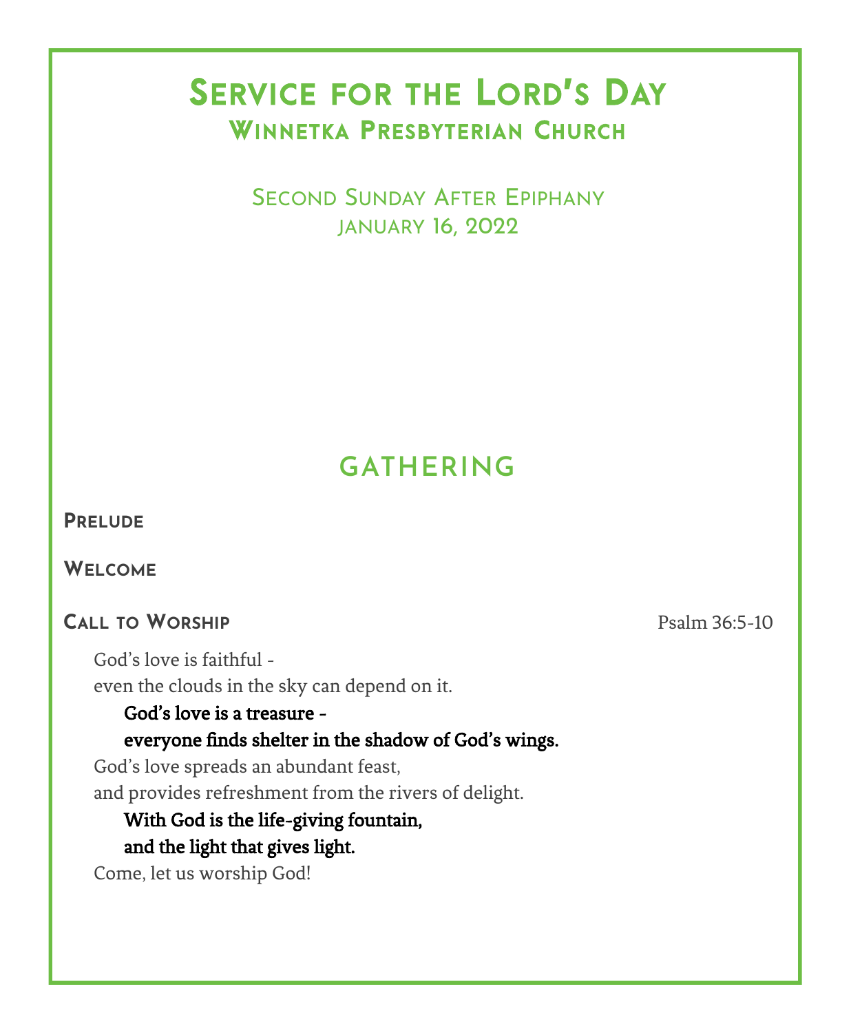# Service for the Lord's Day

## Winnetka Presbyterian Church

Second Sunday After Epiphany
January 16, 2022

## GATHERING

### Prelude

### Welcome

### Call to Worship

Psalm 36:5-10

God's love is faithful -
even the clouds in the sky can depend on it.

**God's love is a treasure -**
**everyone finds shelter in the shadow of God's wings.**

God's love spreads an abundant feast,
and provides refreshment from the rivers of delight.

**With God is the life-giving fountain,**
**and the light that gives light.**

Come, let us worship God!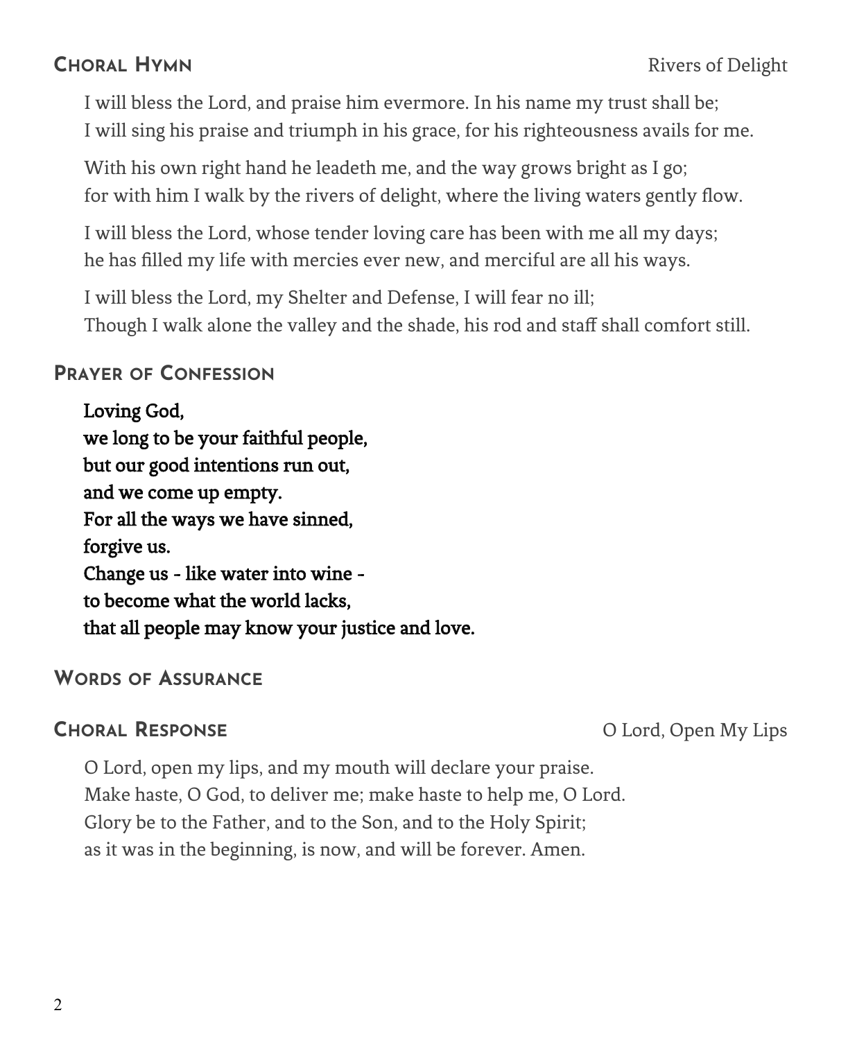## Choral Hymn — Rivers of Delight

I will bless the Lord, and praise him evermore. In his name my trust shall be;
I will sing his praise and triumph in his grace, for his righteousness avails for me.

With his own right hand he leadeth me, and the way grows bright as I go;
for with him I walk by the rivers of delight, where the living waters gently flow.

I will bless the Lord, whose tender loving care has been with me all my days;
he has filled my life with mercies ever new, and merciful are all his ways.

I will bless the Lord, my Shelter and Defense, I will fear no ill;
Though I walk alone the valley and the shade, his rod and staff shall comfort still.

## Prayer of Confession

**Loving God,**
**we long to be your faithful people,**
**but our good intentions run out,**
**and we come up empty.**
**For all the ways we have sinned,**
**forgive us.**
**Change us - like water into wine -**
**to become what the world lacks,**
**that all people may know your justice and love.**

## Words of Assurance

## Choral Response — O Lord, Open My Lips

O Lord, open my lips, and my mouth will declare your praise.
Make haste, O God, to deliver me; make haste to help me, O Lord.
Glory be to the Father, and to the Son, and to the Holy Spirit;
as it was in the beginning, is now, and will be forever. Amen.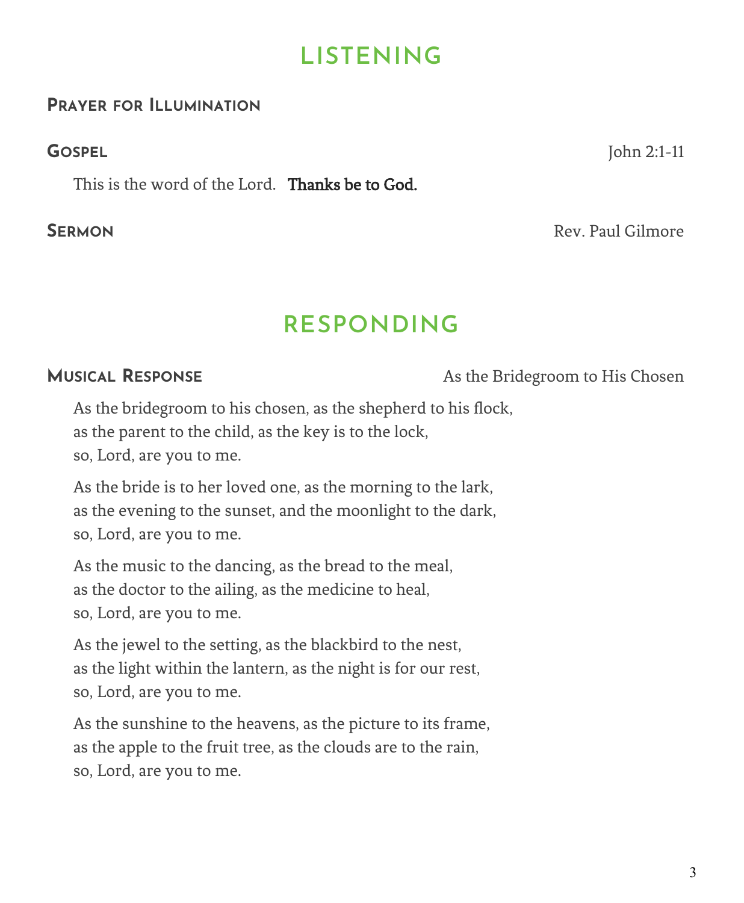# LISTENING

### Prayer for Illumination

### Gospel

John 2:1-11

This is the word of the Lord. **Thanks be to God.**

### Sermon

Rev. Paul Gilmore

# RESPONDING

### Musical Response

As the Bridegroom to His Chosen

As the bridegroom to his chosen, as the shepherd to his flock,
as the parent to the child, as the key is to the lock,
so, Lord, are you to me.

As the bride is to her loved one, as the morning to the lark,
as the evening to the sunset, and the moonlight to the dark,
so, Lord, are you to me.

As the music to the dancing, as the bread to the meal,
as the doctor to the ailing, as the medicine to heal,
so, Lord, are you to me.

As the jewel to the setting, as the blackbird to the nest,
as the light within the lantern, as the night is for our rest,
so, Lord, are you to me.

As the sunshine to the heavens, as the picture to its frame,
as the apple to the fruit tree, as the clouds are to the rain,
so, Lord, are you to me.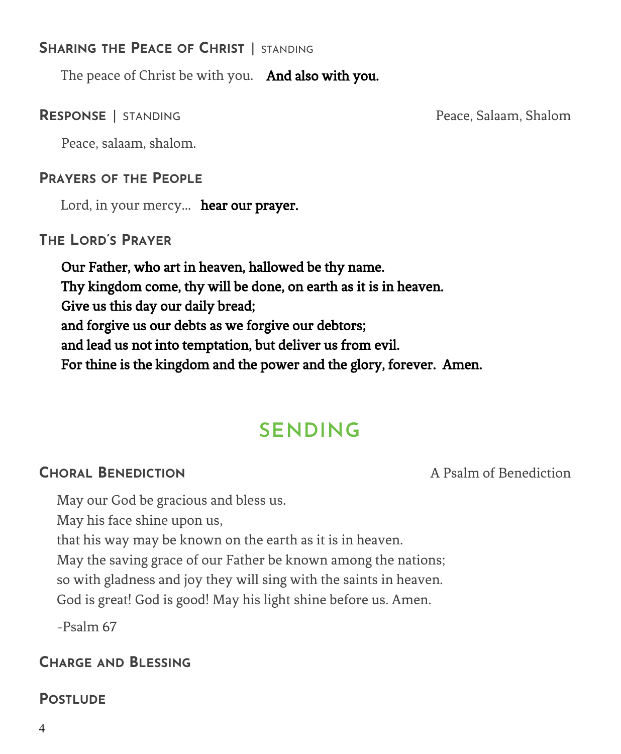### Sharing the Peace of Christ | standing

The peace of Christ be with you. **And also with you.**

### Response | standing

Peace, Salaam, Shalom

Peace, salaam, shalom.

### Prayers of the People

Lord, in your mercy… **hear our prayer.**

### The Lord's Prayer

**Our Father, who art in heaven, hallowed be thy name.**
**Thy kingdom come, thy will be done, on earth as it is in heaven.**
**Give us this day our daily bread;**
**and forgive us our debts as we forgive our debtors;**
**and lead us not into temptation, but deliver us from evil.**
**For thine is the kingdom and the power and the glory, forever. Amen.**

## SENDING

### Choral Benediction

A Psalm of Benediction

May our God be gracious and bless us.
May his face shine upon us,
that his way may be known on the earth as it is in heaven.
May the saving grace of our Father be known among the nations;
so with gladness and joy they will sing with the saints in heaven.
God is great! God is good! May his light shine before us. Amen.

-Psalm 67

### Charge and Blessing

### Postlude